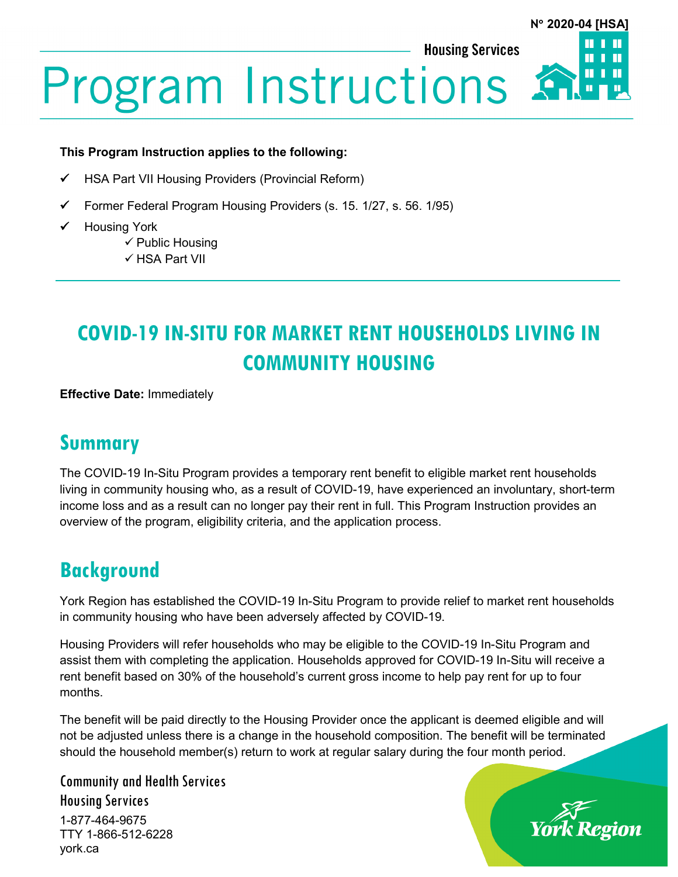N° 2020-04 [HSA]

Housing Services

# Program Instructions

**This Program Instruction applies to the following:**

- ✓ HSA Part VII Housing Providers (Provincial Reform)
- ✓ Former Federal Program Housing Providers (s. 15. 1/27, s. 56. 1/95)
- ✓ Housing York
    - ✓ Public Housing
    - ✓ HSA Part VII

## COVID-19 IN-SITU FOR MARKET RENT HOUSEHOLDS LIVING IN COMMUNITY HOUSING

**Effective Date:** Immediately

## Summary

The COVID-19 In-Situ Program provides a temporary rent benefit to eligible market rent households living in community housing who, as a result of COVID-19, have experienced an involuntary, short-term income loss and as a result can no longer pay their rent in full. This Program Instruction provides an overview of the program, eligibility criteria, and the application process.

## Background

York Region has established the COVID-19 In-Situ Program to provide relief to market rent households in community housing who have been adversely affected by COVID-19.

Housing Providers will refer households who may be eligible to the COVID-19 In-Situ Program and assist them with completing the application. Households approved for COVID-19 In-Situ will receive a rent benefit based on 30% of the household's current gross income to help pay rent for up to four months.

The benefit will be paid directly to the Housing Provider once the applicant is deemed eligible and will not be adjusted unless there is a change in the household composition. The benefit will be terminated should the household member(s) return to work at regular salary during the four month period.

Community and Health Services
Housing Services
1-877-464-9675
TTY 1-866-512-6228
york.ca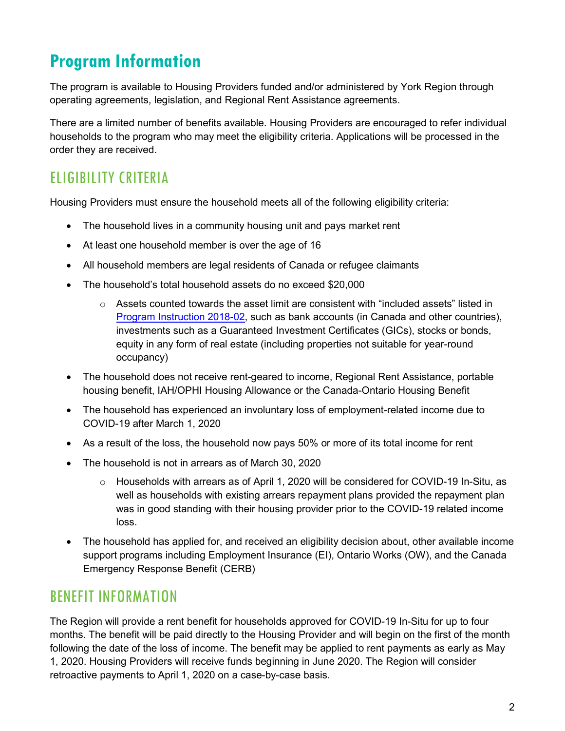# Program Information

The program is available to Housing Providers funded and/or administered by York Region through operating agreements, legislation, and Regional Rent Assistance agreements.

There are a limited number of benefits available. Housing Providers are encouraged to refer individual households to the program who may meet the eligibility criteria. Applications will be processed in the order they are received.

## ELIGIBILITY CRITERIA

Housing Providers must ensure the household meets all of the following eligibility criteria:

- The household lives in a community housing unit and pays market rent
- At least one household member is over the age of 16
- All household members are legal residents of Canada or refugee claimants
- The household's total household assets do no exceed $20,000
  - Assets counted towards the asset limit are consistent with "included assets" listed in Program Instruction 2018-02, such as bank accounts (in Canada and other countries), investments such as a Guaranteed Investment Certificates (GICs), stocks or bonds, equity in any form of real estate (including properties not suitable for year-round occupancy)
- The household does not receive rent-geared to income, Regional Rent Assistance, portable housing benefit, IAH/OPHI Housing Allowance or the Canada-Ontario Housing Benefit
- The household has experienced an involuntary loss of employment-related income due to COVID-19 after March 1, 2020
- As a result of the loss, the household now pays 50% or more of its total income for rent
- The household is not in arrears as of March 30, 2020
  - Households with arrears as of April 1, 2020 will be considered for COVID-19 In-Situ, as well as households with existing arrears repayment plans provided the repayment plan was in good standing with their housing provider prior to the COVID-19 related income loss.
- The household has applied for, and received an eligibility decision about, other available income support programs including Employment Insurance (EI), Ontario Works (OW), and the Canada Emergency Response Benefit (CERB)

## BENEFIT INFORMATION

The Region will provide a rent benefit for households approved for COVID-19 In-Situ for up to four months. The benefit will be paid directly to the Housing Provider and will begin on the first of the month following the date of the loss of income. The benefit may be applied to rent payments as early as May 1, 2020. Housing Providers will receive funds beginning in June 2020. The Region will consider retroactive payments to April 1, 2020 on a case-by-case basis.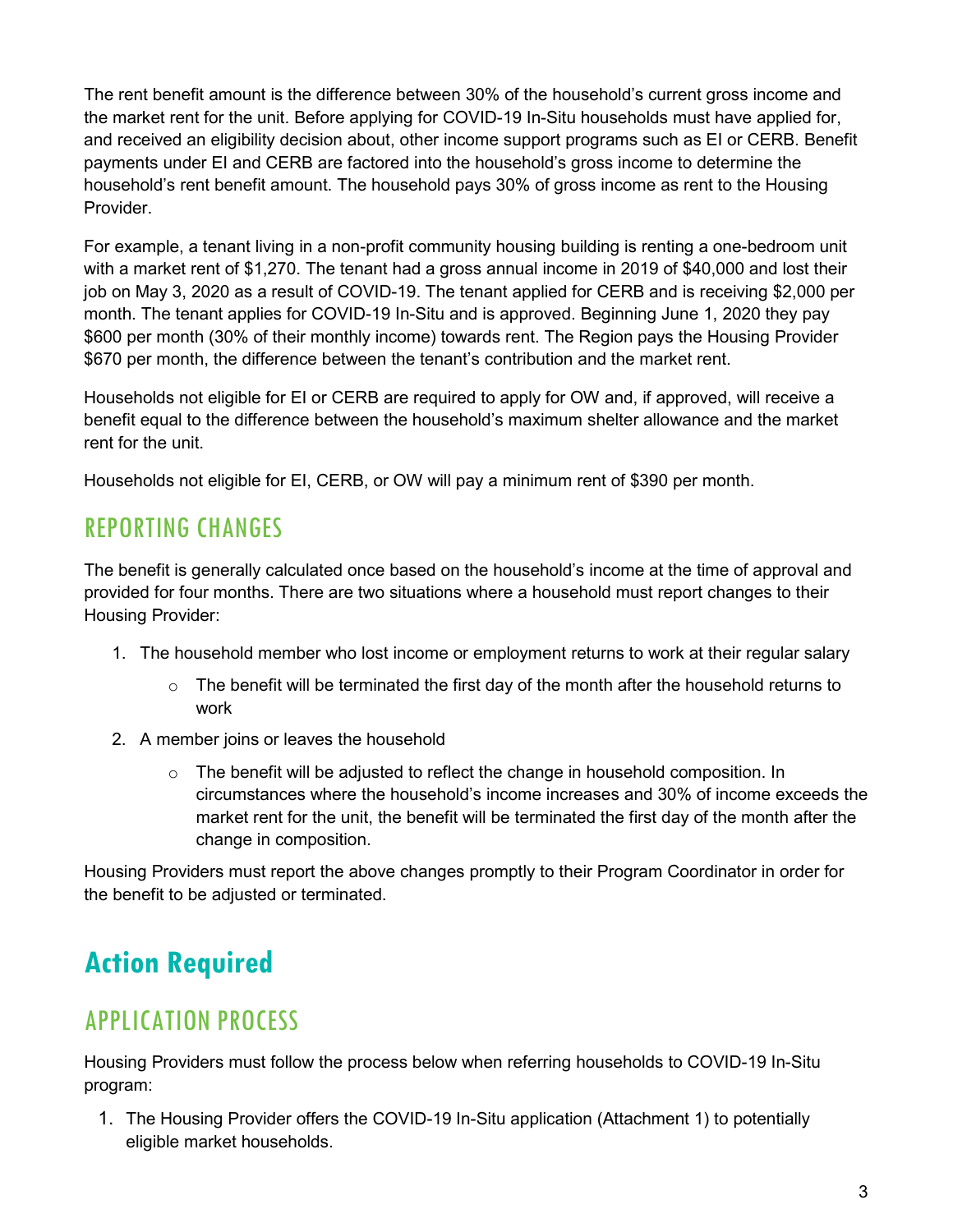The rent benefit amount is the difference between 30% of the household's current gross income and the market rent for the unit. Before applying for COVID-19 In-Situ households must have applied for, and received an eligibility decision about, other income support programs such as EI or CERB. Benefit payments under EI and CERB are factored into the household's gross income to determine the household's rent benefit amount. The household pays 30% of gross income as rent to the Housing Provider.

For example, a tenant living in a non-profit community housing building is renting a one-bedroom unit with a market rent of $1,270. The tenant had a gross annual income in 2019 of $40,000 and lost their job on May 3, 2020 as a result of COVID-19. The tenant applied for CERB and is receiving $2,000 per month. The tenant applies for COVID-19 In-Situ and is approved. Beginning June 1, 2020 they pay $600 per month (30% of their monthly income) towards rent. The Region pays the Housing Provider $670 per month, the difference between the tenant's contribution and the market rent.

Households not eligible for EI or CERB are required to apply for OW and, if approved, will receive a benefit equal to the difference between the household's maximum shelter allowance and the market rent for the unit.

Households not eligible for EI, CERB, or OW will pay a minimum rent of $390 per month.

### REPORTING CHANGES

The benefit is generally calculated once based on the household's income at the time of approval and provided for four months. There are two situations where a household must report changes to their Housing Provider:

1. The household member who lost income or employment returns to work at their regular salary
   - The benefit will be terminated the first day of the month after the household returns to work
2. A member joins or leaves the household
   - The benefit will be adjusted to reflect the change in household composition. In circumstances where the household's income increases and 30% of income exceeds the market rent for the unit, the benefit will be terminated the first day of the month after the change in composition.

Housing Providers must report the above changes promptly to their Program Coordinator in order for the benefit to be adjusted or terminated.

## Action Required

### APPLICATION PROCESS

Housing Providers must follow the process below when referring households to COVID-19 In-Situ program:

1. The Housing Provider offers the COVID-19 In-Situ application (Attachment 1) to potentially eligible market households.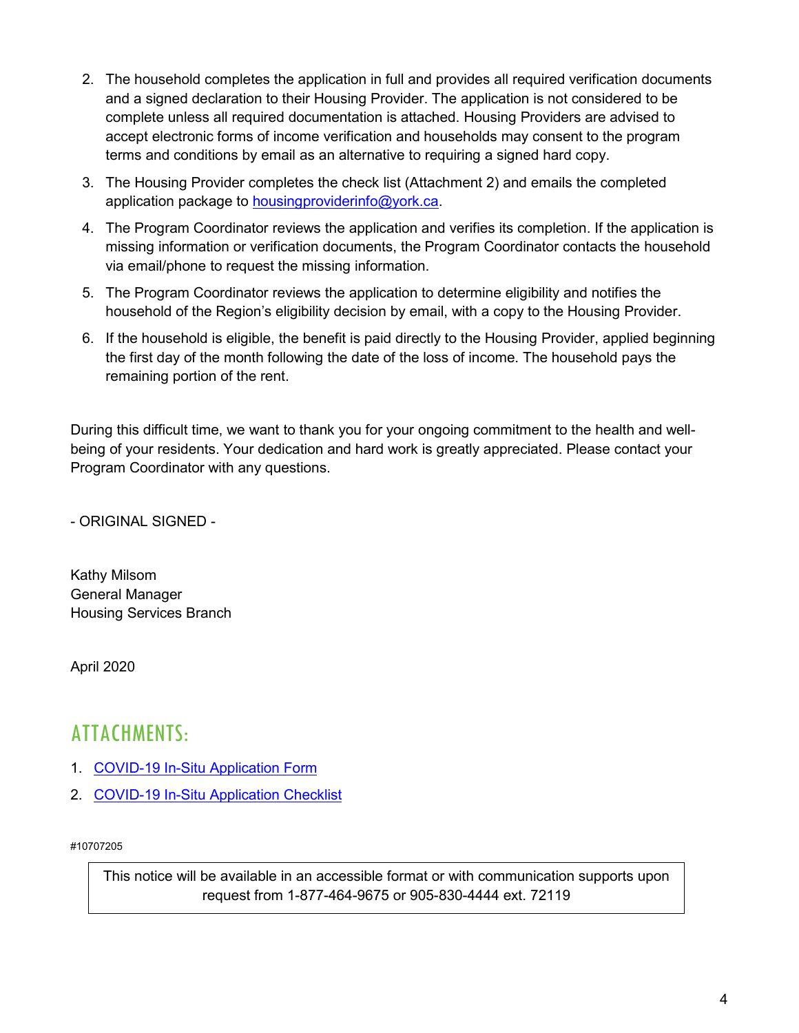2. The household completes the application in full and provides all required verification documents and a signed declaration to their Housing Provider. The application is not considered to be complete unless all required documentation is attached. Housing Providers are advised to accept electronic forms of income verification and households may consent to the program terms and conditions by email as an alternative to requiring a signed hard copy.
3. The Housing Provider completes the check list (Attachment 2) and emails the completed application package to [housingproviderinfo@york.ca](mailto:housingproviderinfo@york.ca).
4. The Program Coordinator reviews the application and verifies its completion. If the application is missing information or verification documents, the Program Coordinator contacts the household via email/phone to request the missing information.
5. The Program Coordinator reviews the application to determine eligibility and notifies the household of the Region's eligibility decision by email, with a copy to the Housing Provider.
6. If the household is eligible, the benefit is paid directly to the Housing Provider, applied beginning the first day of the month following the date of the loss of income. The household pays the remaining portion of the rent.

During this difficult time, we want to thank you for your ongoing commitment to the health and well-being of your residents. Your dedication and hard work is greatly appreciated. Please contact your Program Coordinator with any questions.

- ORIGINAL SIGNED -

Kathy Milsom
General Manager
Housing Services Branch

April 2020

## ATTACHMENTS:

1. COVID-19 In-Situ Application Form
2. COVID-19 In-Situ Application Checklist

#10707205

This notice will be available in an accessible format or with communication supports upon request from 1-877-464-9675 or 905-830-4444 ext. 72119